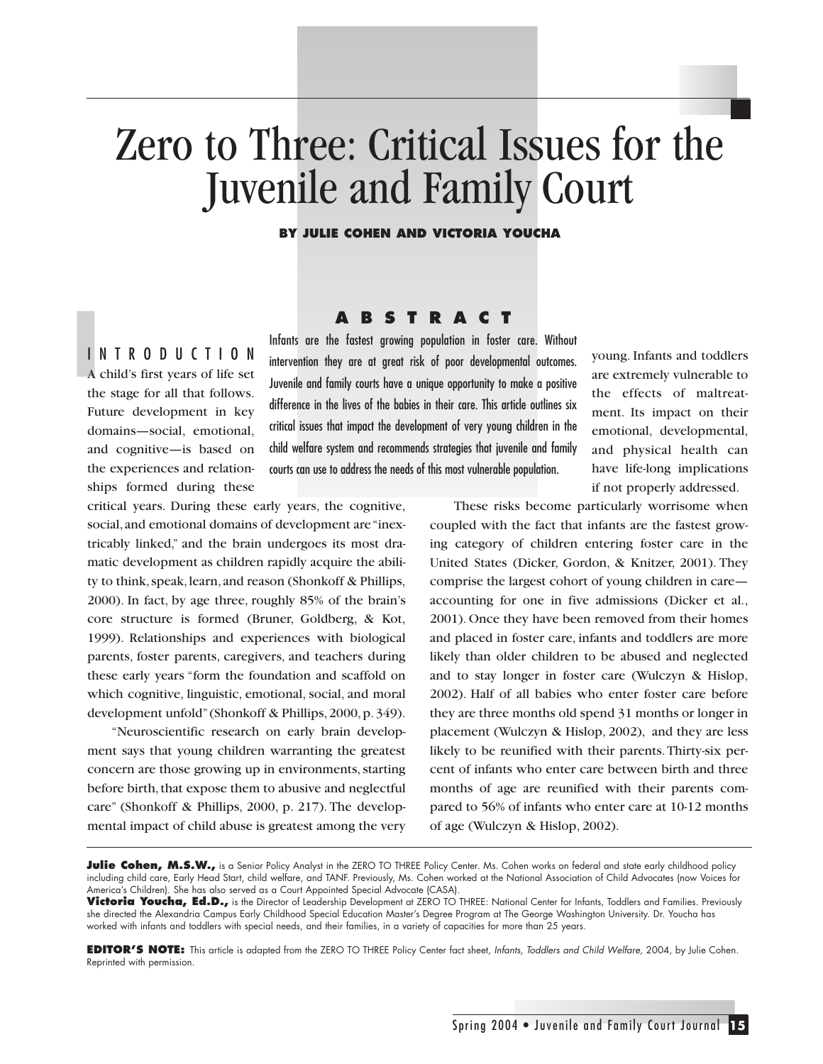# Zero to Three: Critical Issues for the Juvenile and Family Court

**BY JULIE COHEN AND VICTORIA YOUCHA**

## ABSTRACT

Infants are the fastest growing population in foster care. Without intervention they are at great risk of poor developmental outcomes. Juvenile and family courts have a unique opportunity to make a positive difference in the lives of the babies in their care. This article outlines six critical issues that impact the development of very young children in the child welfare system and recommends strategies that juvenile and family courts can use to address the needs of this most vulnerable population.

## INTRODUCTION

A child's first years of life set the stage for all that follows. Future development in key domains—social, emotional, and cognitive—is based on the experiences and relationships formed during these critical years. During these early years, the cognitive, social, and emotional domains of development are "inextricably linked," and the brain undergoes its most dramatic development as children rapidly acquire the ability to think, speak, learn, and reason (Shonkoff & Phillips, 2000). In fact, by age three, roughly 85% of the brain's core structure is formed (Bruner, Goldberg, & Kot, 1999). Relationships and experiences with biological parents, foster parents, caregivers, and teachers during these early years "form the foundation and scaffold on which cognitive, linguistic, emotional, social, and moral development unfold" (Shonkoff & Phillips, 2000, p. 349).

"Neuroscientific research on early brain development says that young children warranting the greatest concern are those growing up in environments, starting before birth, that expose them to abusive and neglectful care" (Shonkoff & Phillips, 2000, p. 217). The developmental impact of child abuse is greatest among the very young. Infants and toddlers are extremely vulnerable to the effects of maltreatment. Its impact on their emotional, developmental, and physical health can have life-long implications if not properly addressed.

These risks become particularly worrisome when coupled with the fact that infants are the fastest growing category of children entering foster care in the United States (Dicker, Gordon, & Knitzer, 2001). They comprise the largest cohort of young children in care—accounting for one in five admissions (Dicker et al., 2001). Once they have been removed from their homes and placed in foster care, infants and toddlers are more likely than older children to be abused and neglected and to stay longer in foster care (Wulczyn & Hislop, 2002). Half of all babies who enter foster care before they are three months old spend 31 months or longer in placement (Wulczyn & Hislop, 2002), and they are less likely to be reunified with their parents. Thirty-six percent of infants who enter care between birth and three months of age are reunified with their parents compared to 56% of infants who enter care at 10-12 months of age (Wulczyn & Hislop, 2002).

---

**Julie Cohen, M.S.W.,** is a Senior Policy Analyst in the ZERO TO THREE Policy Center. Ms. Cohen works on federal and state early childhood policy including child care, Early Head Start, child welfare, and TANF. Previously, Ms. Cohen worked at the National Association of Child Advocates (now Voices for America's Children). She has also served as a Court Appointed Special Advocate (CASA).

**Victoria Youcha, Ed.D.,** is the Director of Leadership Development at ZERO TO THREE: National Center for Infants, Toddlers and Families. Previously she directed the Alexandria Campus Early Childhood Special Education Master's Degree Program at The George Washington University. Dr. Youcha has worked with infants and toddlers with special needs, and their families, in a variety of capacities for more than 25 years.

**EDITOR'S NOTE:** This article is adapted from the ZERO TO THREE Policy Center fact sheet, *Infants, Toddlers and Child Welfare,* 2004, by Julie Cohen. Reprinted with permission.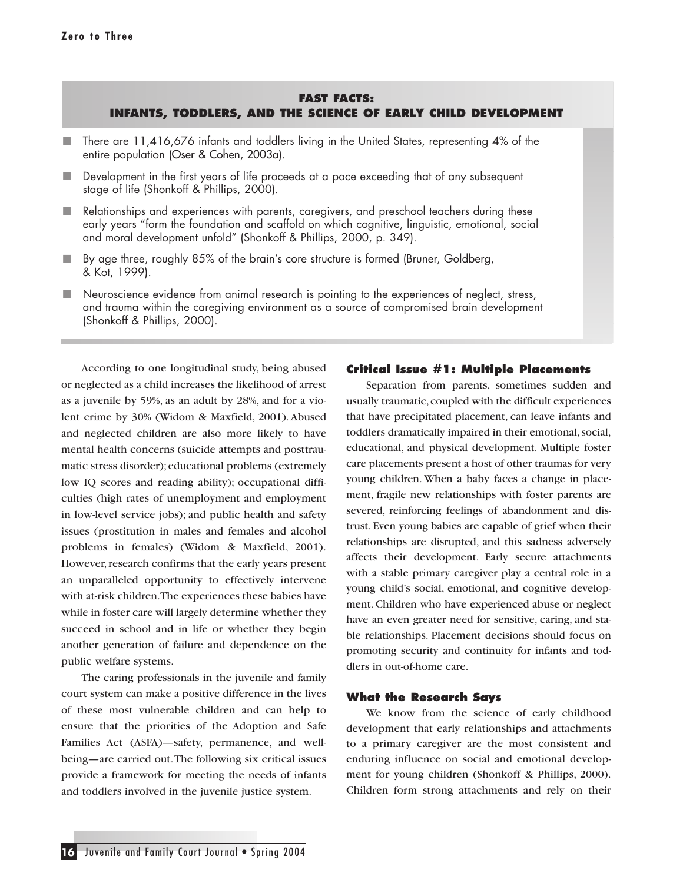## FAST FACTS: INFANTS, TODDLERS, AND THE SCIENCE OF EARLY CHILD DEVELOPMENT

- There are 11,416,676 infants and toddlers living in the United States, representing 4% of the entire population (Oser & Cohen, 2003a).
- Development in the first years of life proceeds at a pace exceeding that of any subsequent stage of life (Shonkoff & Phillips, 2000).
- Relationships and experiences with parents, caregivers, and preschool teachers during these early years "form the foundation and scaffold on which cognitive, linguistic, emotional, social and moral development unfold" (Shonkoff & Phillips, 2000, p. 349).
- By age three, roughly 85% of the brain's core structure is formed (Bruner, Goldberg, & Kot, 1999).
- Neuroscience evidence from animal research is pointing to the experiences of neglect, stress, and trauma within the caregiving environment as a source of compromised brain development (Shonkoff & Phillips, 2000).

According to one longitudinal study, being abused or neglected as a child increases the likelihood of arrest as a juvenile by 59%, as an adult by 28%, and for a violent crime by 30% (Widom & Maxfield, 2001). Abused and neglected children are also more likely to have mental health concerns (suicide attempts and posttraumatic stress disorder); educational problems (extremely low IQ scores and reading ability); occupational difficulties (high rates of unemployment and employment in low-level service jobs); and public health and safety issues (prostitution in males and females and alcohol problems in females) (Widom & Maxfield, 2001). However, research confirms that the early years present an unparalleled opportunity to effectively intervene with at-risk children. The experiences these babies have while in foster care will largely determine whether they succeed in school and in life or whether they begin another generation of failure and dependence on the public welfare systems.

The caring professionals in the juvenile and family court system can make a positive difference in the lives of these most vulnerable children and can help to ensure that the priorities of the Adoption and Safe Families Act (ASFA)—safety, permanence, and well-being—are carried out. The following six critical issues provide a framework for meeting the needs of infants and toddlers involved in the juvenile justice system.

### Critical Issue #1: Multiple Placements

Separation from parents, sometimes sudden and usually traumatic, coupled with the difficult experiences that have precipitated placement, can leave infants and toddlers dramatically impaired in their emotional, social, educational, and physical development. Multiple foster care placements present a host of other traumas for very young children. When a baby faces a change in placement, fragile new relationships with foster parents are severed, reinforcing feelings of abandonment and distrust. Even young babies are capable of grief when their relationships are disrupted, and this sadness adversely affects their development. Early secure attachments with a stable primary caregiver play a central role in a young child's social, emotional, and cognitive development. Children who have experienced abuse or neglect have an even greater need for sensitive, caring, and stable relationships. Placement decisions should focus on promoting security and continuity for infants and toddlers in out-of-home care.

### What the Research Says

We know from the science of early childhood development that early relationships and attachments to a primary caregiver are the most consistent and enduring influence on social and emotional development for young children (Shonkoff & Phillips, 2000). Children form strong attachments and rely on their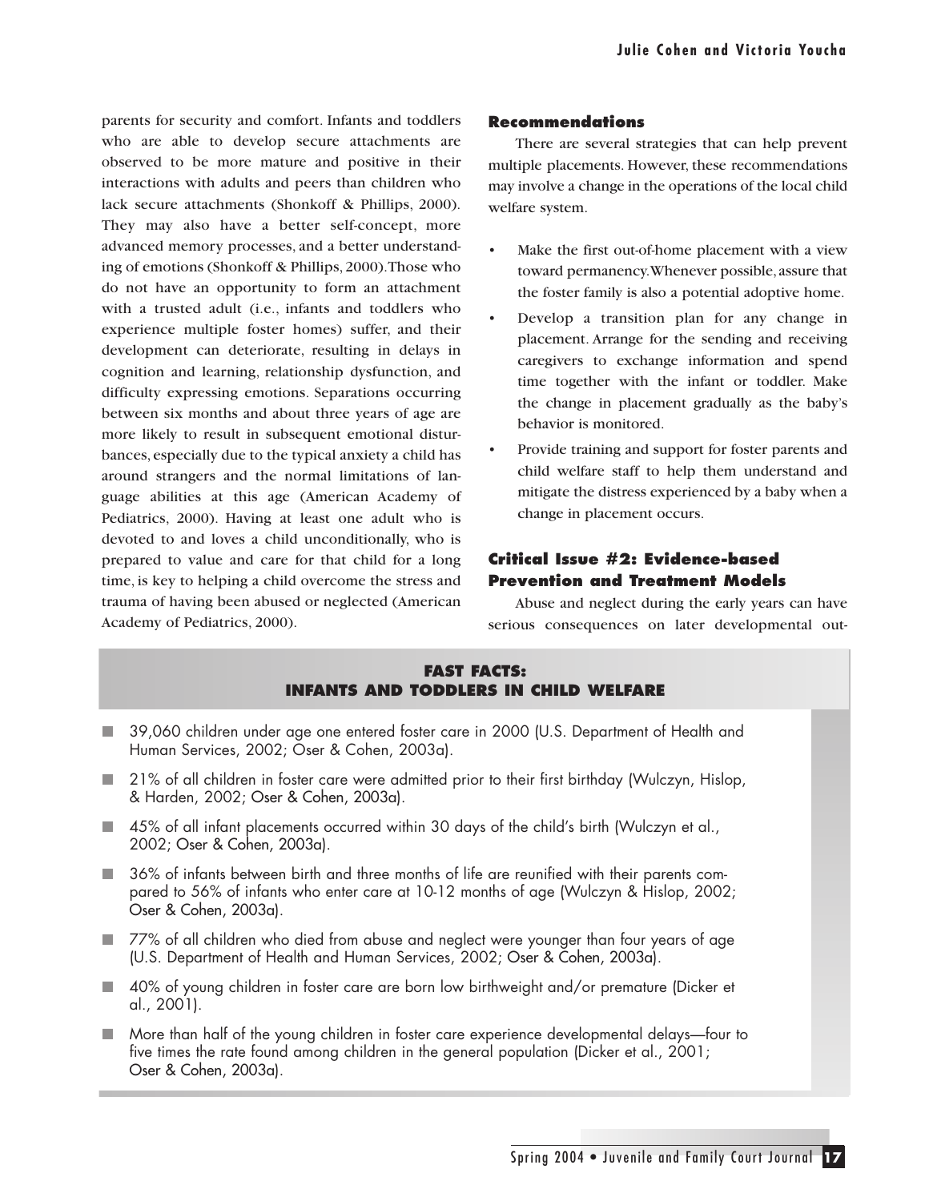parents for security and comfort. Infants and toddlers who are able to develop secure attachments are observed to be more mature and positive in their interactions with adults and peers than children who lack secure attachments (Shonkoff & Phillips, 2000). They may also have a better self-concept, more advanced memory processes, and a better understanding of emotions (Shonkoff & Phillips, 2000).Those who do not have an opportunity to form an attachment with a trusted adult (i.e., infants and toddlers who experience multiple foster homes) suffer, and their development can deteriorate, resulting in delays in cognition and learning, relationship dysfunction, and difficulty expressing emotions. Separations occurring between six months and about three years of age are more likely to result in subsequent emotional disturbances, especially due to the typical anxiety a child has around strangers and the normal limitations of language abilities at this age (American Academy of Pediatrics, 2000). Having at least one adult who is devoted to and loves a child unconditionally, who is prepared to value and care for that child for a long time, is key to helping a child overcome the stress and trauma of having been abused or neglected (American Academy of Pediatrics, 2000).

### Recommendations

There are several strategies that can help prevent multiple placements. However, these recommendations may involve a change in the operations of the local child welfare system.

- Make the first out-of-home placement with a view toward permanency.Whenever possible, assure that the foster family is also a potential adoptive home.
- Develop a transition plan for any change in placement. Arrange for the sending and receiving caregivers to exchange information and spend time together with the infant or toddler. Make the change in placement gradually as the baby's behavior is monitored.
- Provide training and support for foster parents and child welfare staff to help them understand and mitigate the distress experienced by a baby when a change in placement occurs.

## Critical Issue #2: Evidence-based Prevention and Treatment Models

Abuse and neglect during the early years can have serious consequences on later developmental out-

### FAST FACTS: INFANTS AND TODDLERS IN CHILD WELFARE

- 39,060 children under age one entered foster care in 2000 (U.S. Department of Health and Human Services, 2002; Oser & Cohen, 2003a).
- 21% of all children in foster care were admitted prior to their first birthday (Wulczyn, Hislop, & Harden, 2002; Oser & Cohen, 2003a).
- 45% of all infant placements occurred within 30 days of the child's birth (Wulczyn et al., 2002; Oser & Cohen, 2003a).
- 36% of infants between birth and three months of life are reunified with their parents compared to 56% of infants who enter care at 10-12 months of age (Wulczyn & Hislop, 2002; Oser & Cohen, 2003a).
- 77% of all children who died from abuse and neglect were younger than four years of age (U.S. Department of Health and Human Services, 2002; Oser & Cohen, 2003a).
- 40% of young children in foster care are born low birthweight and/or premature (Dicker et al., 2001).
- More than half of the young children in foster care experience developmental delays—four to five times the rate found among children in the general population (Dicker et al., 2001; Oser & Cohen, 2003a).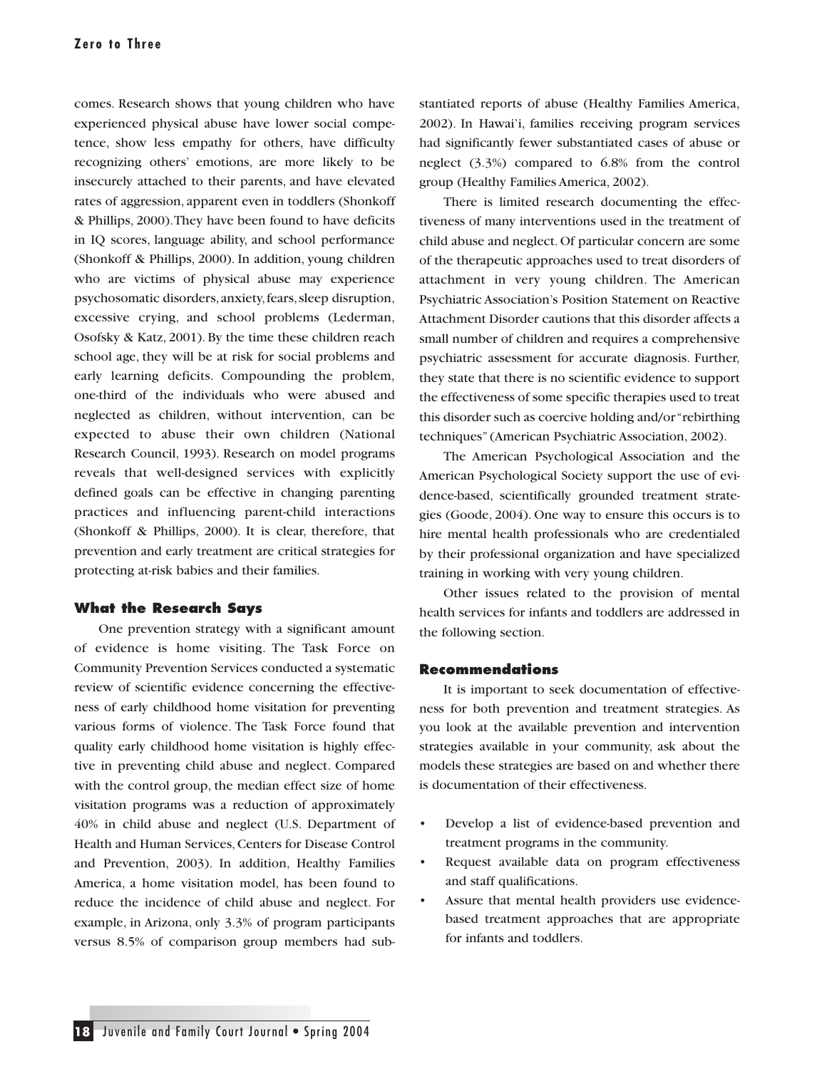comes. Research shows that young children who have experienced physical abuse have lower social competence, show less empathy for others, have difficulty recognizing others' emotions, are more likely to be insecurely attached to their parents, and have elevated rates of aggression, apparent even in toddlers (Shonkoff & Phillips, 2000). They have been found to have deficits in IQ scores, language ability, and school performance (Shonkoff & Phillips, 2000). In addition, young children who are victims of physical abuse may experience psychosomatic disorders, anxiety, fears, sleep disruption, excessive crying, and school problems (Lederman, Osofsky & Katz, 2001). By the time these children reach school age, they will be at risk for social problems and early learning deficits. Compounding the problem, one-third of the individuals who were abused and neglected as children, without intervention, can be expected to abuse their own children (National Research Council, 1993). Research on model programs reveals that well-designed services with explicitly defined goals can be effective in changing parenting practices and influencing parent-child interactions (Shonkoff & Phillips, 2000). It is clear, therefore, that prevention and early treatment are critical strategies for protecting at-risk babies and their families.

### What the Research Says

One prevention strategy with a significant amount of evidence is home visiting. The Task Force on Community Prevention Services conducted a systematic review of scientific evidence concerning the effectiveness of early childhood home visitation for preventing various forms of violence. The Task Force found that quality early childhood home visitation is highly effective in preventing child abuse and neglect. Compared with the control group, the median effect size of home visitation programs was a reduction of approximately 40% in child abuse and neglect (U.S. Department of Health and Human Services, Centers for Disease Control and Prevention, 2003). In addition, Healthy Families America, a home visitation model, has been found to reduce the incidence of child abuse and neglect. For example, in Arizona, only 3.3% of program participants versus 8.5% of comparison group members had substantiated reports of abuse (Healthy Families America, 2002). In Hawai'i, families receiving program services had significantly fewer substantiated cases of abuse or neglect (3.3%) compared to 6.8% from the control group (Healthy Families America, 2002).

There is limited research documenting the effectiveness of many interventions used in the treatment of child abuse and neglect. Of particular concern are some of the therapeutic approaches used to treat disorders of attachment in very young children. The American Psychiatric Association's Position Statement on Reactive Attachment Disorder cautions that this disorder affects a small number of children and requires a comprehensive psychiatric assessment for accurate diagnosis. Further, they state that there is no scientific evidence to support the effectiveness of some specific therapies used to treat this disorder such as coercive holding and/or "rebirthing techniques" (American Psychiatric Association, 2002).

The American Psychological Association and the American Psychological Society support the use of evidence-based, scientifically grounded treatment strategies (Goode, 2004). One way to ensure this occurs is to hire mental health professionals who are credentialed by their professional organization and have specialized training in working with very young children.

Other issues related to the provision of mental health services for infants and toddlers are addressed in the following section.

### Recommendations

It is important to seek documentation of effectiveness for both prevention and treatment strategies. As you look at the available prevention and intervention strategies available in your community, ask about the models these strategies are based on and whether there is documentation of their effectiveness.

- Develop a list of evidence-based prevention and treatment programs in the community.
- Request available data on program effectiveness and staff qualifications.
- Assure that mental health providers use evidence-based treatment approaches that are appropriate for infants and toddlers.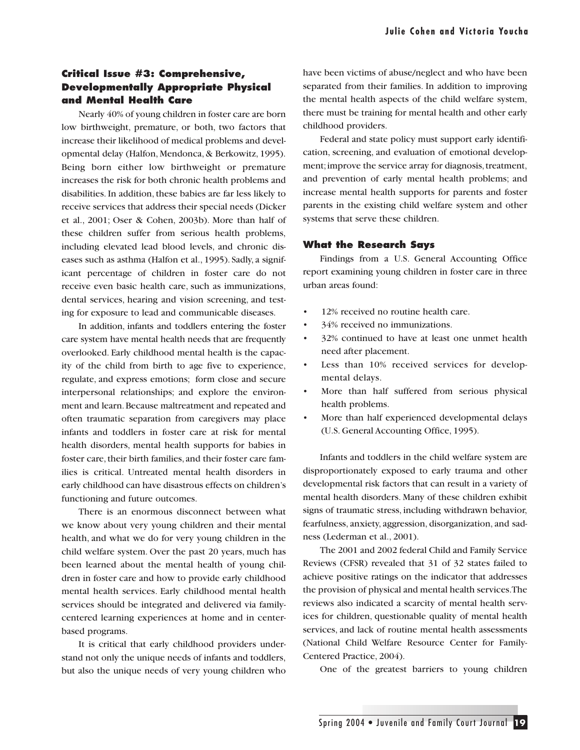### Critical Issue #3: Comprehensive, Developmentally Appropriate Physical and Mental Health Care

Nearly 40% of young children in foster care are born low birthweight, premature, or both, two factors that increase their likelihood of medical problems and developmental delay (Halfon, Mendonca, & Berkowitz, 1995). Being born either low birthweight or premature increases the risk for both chronic health problems and disabilities. In addition, these babies are far less likely to receive services that address their special needs (Dicker et al., 2001; Oser & Cohen, 2003b). More than half of these children suffer from serious health problems, including elevated lead blood levels, and chronic diseases such as asthma (Halfon et al., 1995). Sadly, a significant percentage of children in foster care do not receive even basic health care, such as immunizations, dental services, hearing and vision screening, and testing for exposure to lead and communicable diseases.

In addition, infants and toddlers entering the foster care system have mental health needs that are frequently overlooked. Early childhood mental health is the capacity of the child from birth to age five to experience, regulate, and express emotions; form close and secure interpersonal relationships; and explore the environment and learn. Because maltreatment and repeated and often traumatic separation from caregivers may place infants and toddlers in foster care at risk for mental health disorders, mental health supports for babies in foster care, their birth families, and their foster care families is critical. Untreated mental health disorders in early childhood can have disastrous effects on children's functioning and future outcomes.

There is an enormous disconnect between what we know about very young children and their mental health, and what we do for very young children in the child welfare system. Over the past 20 years, much has been learned about the mental health of young children in foster care and how to provide early childhood mental health services. Early childhood mental health services should be integrated and delivered via family-centered learning experiences at home and in center-based programs.

It is critical that early childhood providers understand not only the unique needs of infants and toddlers, but also the unique needs of very young children who have been victims of abuse/neglect and who have been separated from their families. In addition to improving the mental health aspects of the child welfare system, there must be training for mental health and other early childhood providers.

Federal and state policy must support early identification, screening, and evaluation of emotional development; improve the service array for diagnosis, treatment, and prevention of early mental health problems; and increase mental health supports for parents and foster parents in the existing child welfare system and other systems that serve these children.

### What the Research Says

Findings from a U.S. General Accounting Office report examining young children in foster care in three urban areas found:

- 12% received no routine health care.
- 34% received no immunizations.
- 32% continued to have at least one unmet health need after placement.
- Less than 10% received services for developmental delays.
- More than half suffered from serious physical health problems.
- More than half experienced developmental delays (U.S. General Accounting Office, 1995).

Infants and toddlers in the child welfare system are disproportionately exposed to early trauma and other developmental risk factors that can result in a variety of mental health disorders. Many of these children exhibit signs of traumatic stress, including withdrawn behavior, fearfulness, anxiety, aggression, disorganization, and sadness (Lederman et al., 2001).

The 2001 and 2002 federal Child and Family Service Reviews (CFSR) revealed that 31 of 32 states failed to achieve positive ratings on the indicator that addresses the provision of physical and mental health services. The reviews also indicated a scarcity of mental health services for children, questionable quality of mental health services, and lack of routine mental health assessments (National Child Welfare Resource Center for Family-Centered Practice, 2004).

One of the greatest barriers to young children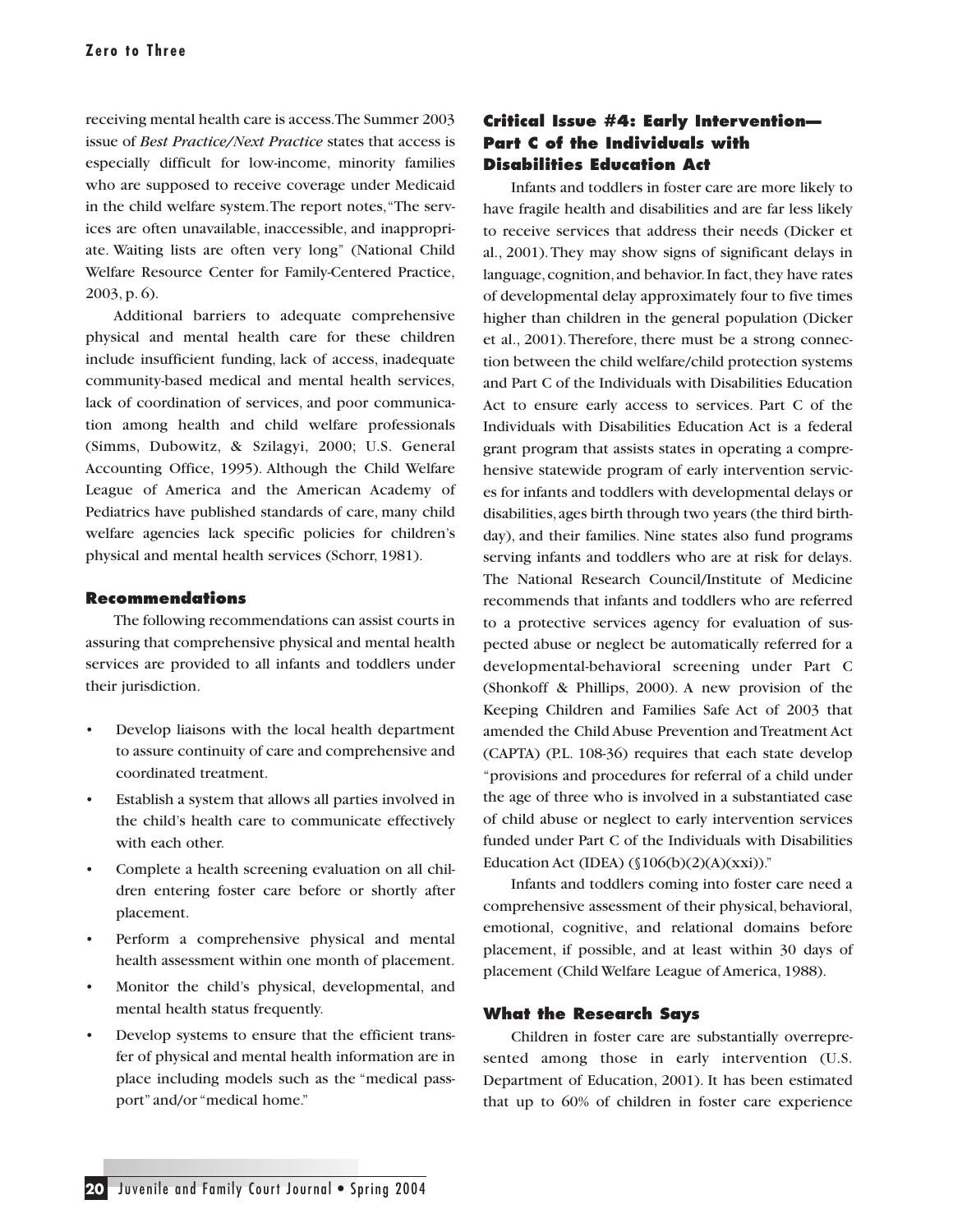receiving mental health care is access. The Summer 2003 issue of *Best Practice/Next Practice* states that access is especially difficult for low-income, minority families who are supposed to receive coverage under Medicaid in the child welfare system. The report notes, "The services are often unavailable, inaccessible, and inappropriate. Waiting lists are often very long" (National Child Welfare Resource Center for Family-Centered Practice, 2003, p. 6).

Additional barriers to adequate comprehensive physical and mental health care for these children include insufficient funding, lack of access, inadequate community-based medical and mental health services, lack of coordination of services, and poor communication among health and child welfare professionals (Simms, Dubowitz, & Szilagyi, 2000; U.S. General Accounting Office, 1995). Although the Child Welfare League of America and the American Academy of Pediatrics have published standards of care, many child welfare agencies lack specific policies for children's physical and mental health services (Schorr, 1981).

### Recommendations

The following recommendations can assist courts in assuring that comprehensive physical and mental health services are provided to all infants and toddlers under their jurisdiction.

- Develop liaisons with the local health department to assure continuity of care and comprehensive and coordinated treatment.
- Establish a system that allows all parties involved in the child's health care to communicate effectively with each other.
- Complete a health screening evaluation on all children entering foster care before or shortly after placement.
- Perform a comprehensive physical and mental health assessment within one month of placement.
- Monitor the child's physical, developmental, and mental health status frequently.
- Develop systems to ensure that the efficient transfer of physical and mental health information are in place including models such as the "medical passport" and/or "medical home."

## Critical Issue #4: Early Intervention—Part C of the Individuals with Disabilities Education Act

Infants and toddlers in foster care are more likely to have fragile health and disabilities and are far less likely to receive services that address their needs (Dicker et al., 2001). They may show signs of significant delays in language, cognition, and behavior. In fact, they have rates of developmental delay approximately four to five times higher than children in the general population (Dicker et al., 2001). Therefore, there must be a strong connection between the child welfare/child protection systems and Part C of the Individuals with Disabilities Education Act to ensure early access to services. Part C of the Individuals with Disabilities Education Act is a federal grant program that assists states in operating a comprehensive statewide program of early intervention services for infants and toddlers with developmental delays or disabilities, ages birth through two years (the third birthday), and their families. Nine states also fund programs serving infants and toddlers who are at risk for delays. The National Research Council/Institute of Medicine recommends that infants and toddlers who are referred to a protective services agency for evaluation of suspected abuse or neglect be automatically referred for a developmental-behavioral screening under Part C (Shonkoff & Phillips, 2000). A new provision of the Keeping Children and Families Safe Act of 2003 that amended the Child Abuse Prevention and Treatment Act (CAPTA) (P.L. 108-36) requires that each state develop "provisions and procedures for referral of a child under the age of three who is involved in a substantiated case of child abuse or neglect to early intervention services funded under Part C of the Individuals with Disabilities Education Act (IDEA) (§106(b)(2)(A)(xxi))."

Infants and toddlers coming into foster care need a comprehensive assessment of their physical, behavioral, emotional, cognitive, and relational domains before placement, if possible, and at least within 30 days of placement (Child Welfare League of America, 1988).

### What the Research Says

Children in foster care are substantially overrepresented among those in early intervention (U.S. Department of Education, 2001). It has been estimated that up to 60% of children in foster care experience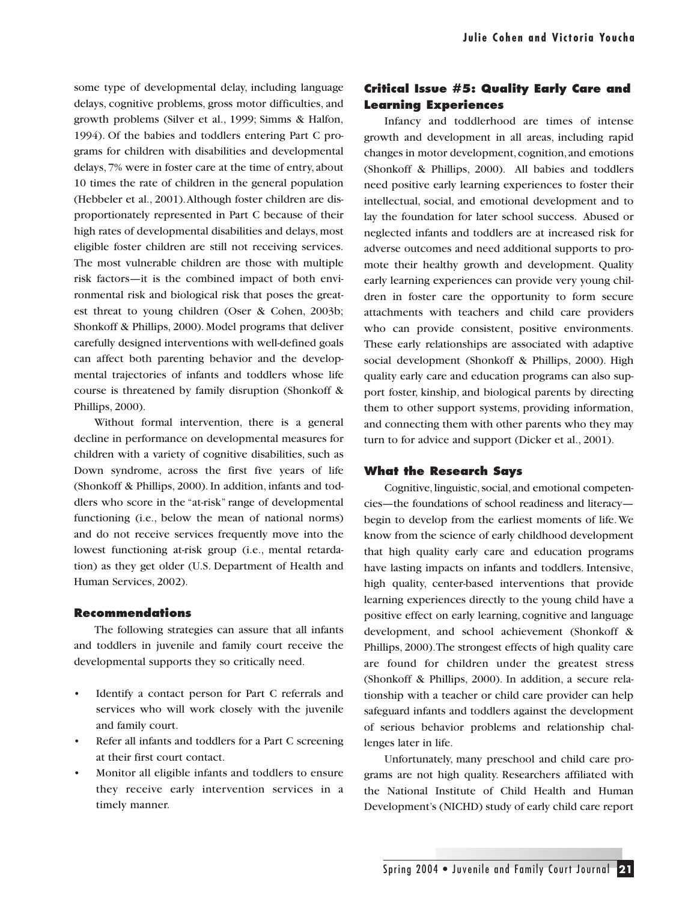some type of developmental delay, including language delays, cognitive problems, gross motor difficulties, and growth problems (Silver et al., 1999; Simms & Halfon, 1994). Of the babies and toddlers entering Part C programs for children with disabilities and developmental delays, 7% were in foster care at the time of entry, about 10 times the rate of children in the general population (Hebbeler et al., 2001). Although foster children are disproportionately represented in Part C because of their high rates of developmental disabilities and delays, most eligible foster children are still not receiving services. The most vulnerable children are those with multiple risk factors—it is the combined impact of both environmental risk and biological risk that poses the greatest threat to young children (Oser & Cohen, 2003b; Shonkoff & Phillips, 2000). Model programs that deliver carefully designed interventions with well-defined goals can affect both parenting behavior and the developmental trajectories of infants and toddlers whose life course is threatened by family disruption (Shonkoff & Phillips, 2000).

Without formal intervention, there is a general decline in performance on developmental measures for children with a variety of cognitive disabilities, such as Down syndrome, across the first five years of life (Shonkoff & Phillips, 2000). In addition, infants and toddlers who score in the "at-risk" range of developmental functioning (i.e., below the mean of national norms) and do not receive services frequently move into the lowest functioning at-risk group (i.e., mental retardation) as they get older (U.S. Department of Health and Human Services, 2002).

### Recommendations

The following strategies can assure that all infants and toddlers in juvenile and family court receive the developmental supports they so critically need.

- Identify a contact person for Part C referrals and services who will work closely with the juvenile and family court.
- Refer all infants and toddlers for a Part C screening at their first court contact.
- Monitor all eligible infants and toddlers to ensure they receive early intervention services in a timely manner.

## Critical Issue #5: Quality Early Care and Learning Experiences

Infancy and toddlerhood are times of intense growth and development in all areas, including rapid changes in motor development, cognition, and emotions (Shonkoff & Phillips, 2000). All babies and toddlers need positive early learning experiences to foster their intellectual, social, and emotional development and to lay the foundation for later school success. Abused or neglected infants and toddlers are at increased risk for adverse outcomes and need additional supports to promote their healthy growth and development. Quality early learning experiences can provide very young children in foster care the opportunity to form secure attachments with teachers and child care providers who can provide consistent, positive environments. These early relationships are associated with adaptive social development (Shonkoff & Phillips, 2000). High quality early care and education programs can also support foster, kinship, and biological parents by directing them to other support systems, providing information, and connecting them with other parents who they may turn to for advice and support (Dicker et al., 2001).

### What the Research Says

Cognitive, linguistic, social, and emotional competencies—the foundations of school readiness and literacy—begin to develop from the earliest moments of life. We know from the science of early childhood development that high quality early care and education programs have lasting impacts on infants and toddlers. Intensive, high quality, center-based interventions that provide learning experiences directly to the young child have a positive effect on early learning, cognitive and language development, and school achievement (Shonkoff & Phillips, 2000). The strongest effects of high quality care are found for children under the greatest stress (Shonkoff & Phillips, 2000). In addition, a secure relationship with a teacher or child care provider can help safeguard infants and toddlers against the development of serious behavior problems and relationship challenges later in life.

Unfortunately, many preschool and child care programs are not high quality. Researchers affiliated with the National Institute of Child Health and Human Development's (NICHD) study of early child care report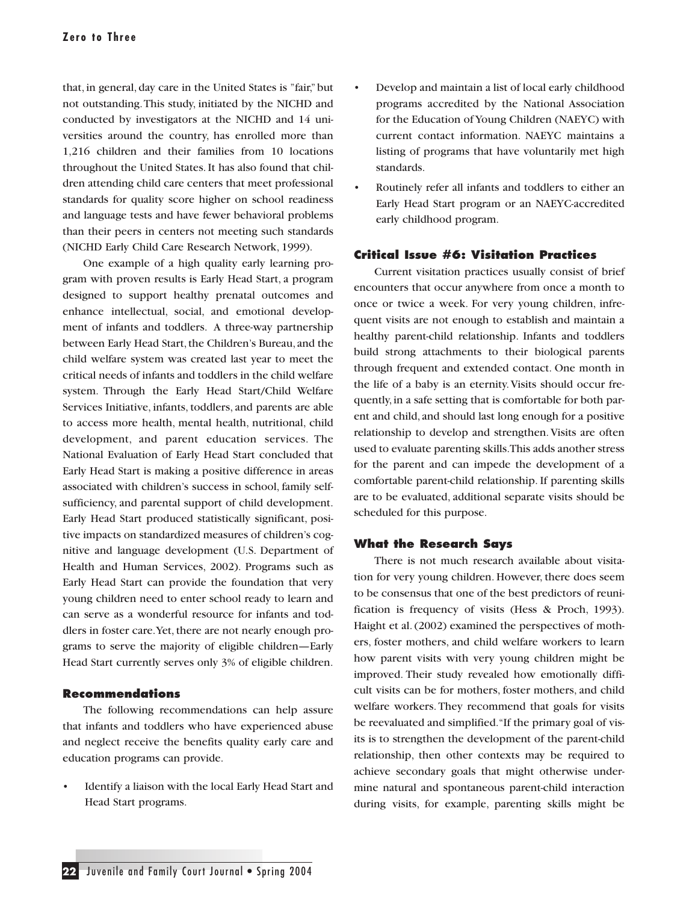that, in general, day care in the United States is "fair," but not outstanding. This study, initiated by the NICHD and conducted by investigators at the NICHD and 14 universities around the country, has enrolled more than 1,216 children and their families from 10 locations throughout the United States. It has also found that children attending child care centers that meet professional standards for quality score higher on school readiness and language tests and have fewer behavioral problems than their peers in centers not meeting such standards (NICHD Early Child Care Research Network, 1999).

One example of a high quality early learning program with proven results is Early Head Start, a program designed to support healthy prenatal outcomes and enhance intellectual, social, and emotional development of infants and toddlers. A three-way partnership between Early Head Start, the Children's Bureau, and the child welfare system was created last year to meet the critical needs of infants and toddlers in the child welfare system. Through the Early Head Start/Child Welfare Services Initiative, infants, toddlers, and parents are able to access more health, mental health, nutritional, child development, and parent education services. The National Evaluation of Early Head Start concluded that Early Head Start is making a positive difference in areas associated with children's success in school, family self-sufficiency, and parental support of child development. Early Head Start produced statistically significant, positive impacts on standardized measures of children's cognitive and language development (U.S. Department of Health and Human Services, 2002). Programs such as Early Head Start can provide the foundation that very young children need to enter school ready to learn and can serve as a wonderful resource for infants and toddlers in foster care. Yet, there are not nearly enough programs to serve the majority of eligible children—Early Head Start currently serves only 3% of eligible children.

### Recommendations

The following recommendations can help assure that infants and toddlers who have experienced abuse and neglect receive the benefits quality early care and education programs can provide.

- Identify a liaison with the local Early Head Start and Head Start programs.
- Develop and maintain a list of local early childhood programs accredited by the National Association for the Education of Young Children (NAEYC) with current contact information. NAEYC maintains a listing of programs that have voluntarily met high standards.
- Routinely refer all infants and toddlers to either an Early Head Start program or an NAEYC-accredited early childhood program.

### Critical Issue #6: Visitation Practices

Current visitation practices usually consist of brief encounters that occur anywhere from once a month to once or twice a week. For very young children, infrequent visits are not enough to establish and maintain a healthy parent-child relationship. Infants and toddlers build strong attachments to their biological parents through frequent and extended contact. One month in the life of a baby is an eternity. Visits should occur frequently, in a safe setting that is comfortable for both parent and child, and should last long enough for a positive relationship to develop and strengthen. Visits are often used to evaluate parenting skills. This adds another stress for the parent and can impede the development of a comfortable parent-child relationship. If parenting skills are to be evaluated, additional separate visits should be scheduled for this purpose.

### What the Research Says

There is not much research available about visitation for very young children. However, there does seem to be consensus that one of the best predictors of reunification is frequency of visits (Hess & Proch, 1993). Haight et al. (2002) examined the perspectives of mothers, foster mothers, and child welfare workers to learn how parent visits with very young children might be improved. Their study revealed how emotionally difficult visits can be for mothers, foster mothers, and child welfare workers. They recommend that goals for visits be reevaluated and simplified. "If the primary goal of visits is to strengthen the development of the parent-child relationship, then other contexts may be required to achieve secondary goals that might otherwise undermine natural and spontaneous parent-child interaction during visits, for example, parenting skills might be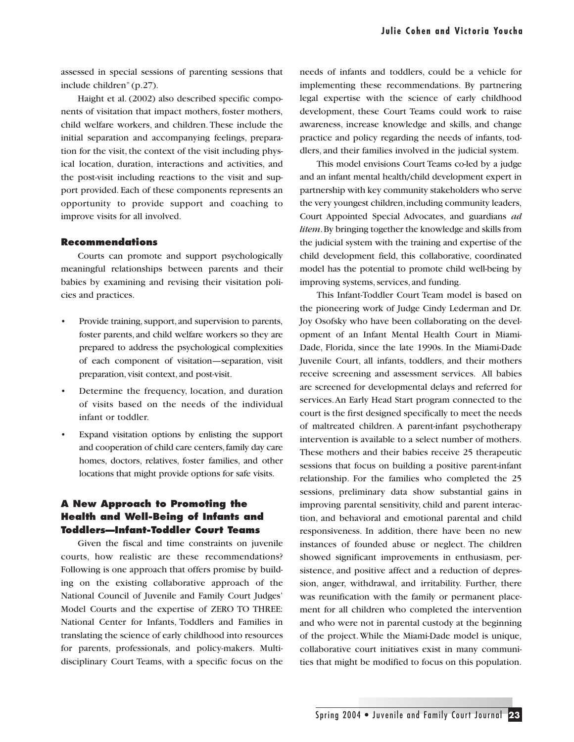assessed in special sessions of parenting sessions that include children" (p.27).

Haight et al. (2002) also described specific components of visitation that impact mothers, foster mothers, child welfare workers, and children. These include the initial separation and accompanying feelings, preparation for the visit, the context of the visit including physical location, duration, interactions and activities, and the post-visit including reactions to the visit and support provided. Each of these components represents an opportunity to provide support and coaching to improve visits for all involved.

### Recommendations

Courts can promote and support psychologically meaningful relationships between parents and their babies by examining and revising their visitation policies and practices.

- Provide training, support, and supervision to parents, foster parents, and child welfare workers so they are prepared to address the psychological complexities of each component of visitation—separation, visit preparation, visit context, and post-visit.
- Determine the frequency, location, and duration of visits based on the needs of the individual infant or toddler.
- Expand visitation options by enlisting the support and cooperation of child care centers, family day care homes, doctors, relatives, foster families, and other locations that might provide options for safe visits.

### A New Approach to Promoting the Health and Well-Being of Infants and Toddlers—Infant-Toddler Court Teams

Given the fiscal and time constraints on juvenile courts, how realistic are these recommendations? Following is one approach that offers promise by building on the existing collaborative approach of the National Council of Juvenile and Family Court Judges' Model Courts and the expertise of ZERO TO THREE: National Center for Infants, Toddlers and Families in translating the science of early childhood into resources for parents, professionals, and policy-makers. Multi-disciplinary Court Teams, with a specific focus on the needs of infants and toddlers, could be a vehicle for implementing these recommendations. By partnering legal expertise with the science of early childhood development, these Court Teams could work to raise awareness, increase knowledge and skills, and change practice and policy regarding the needs of infants, toddlers, and their families involved in the judicial system.

This model envisions Court Teams co-led by a judge and an infant mental health/child development expert in partnership with key community stakeholders who serve the very youngest children, including community leaders, Court Appointed Special Advocates, and guardians *ad litem*. By bringing together the knowledge and skills from the judicial system with the training and expertise of the child development field, this collaborative, coordinated model has the potential to promote child well-being by improving systems, services, and funding.

This Infant-Toddler Court Team model is based on the pioneering work of Judge Cindy Lederman and Dr. Joy Osofsky who have been collaborating on the development of an Infant Mental Health Court in Miami-Dade, Florida, since the late 1990s. In the Miami-Dade Juvenile Court, all infants, toddlers, and their mothers receive screening and assessment services. All babies are screened for developmental delays and referred for services. An Early Head Start program connected to the court is the first designed specifically to meet the needs of maltreated children. A parent-infant psychotherapy intervention is available to a select number of mothers. These mothers and their babies receive 25 therapeutic sessions that focus on building a positive parent-infant relationship. For the families who completed the 25 sessions, preliminary data show substantial gains in improving parental sensitivity, child and parent interaction, and behavioral and emotional parental and child responsiveness. In addition, there have been no new instances of founded abuse or neglect. The children showed significant improvements in enthusiasm, persistence, and positive affect and a reduction of depression, anger, withdrawal, and irritability. Further, there was reunification with the family or permanent placement for all children who completed the intervention and who were not in parental custody at the beginning of the project. While the Miami-Dade model is unique, collaborative court initiatives exist in many communities that might be modified to focus on this population.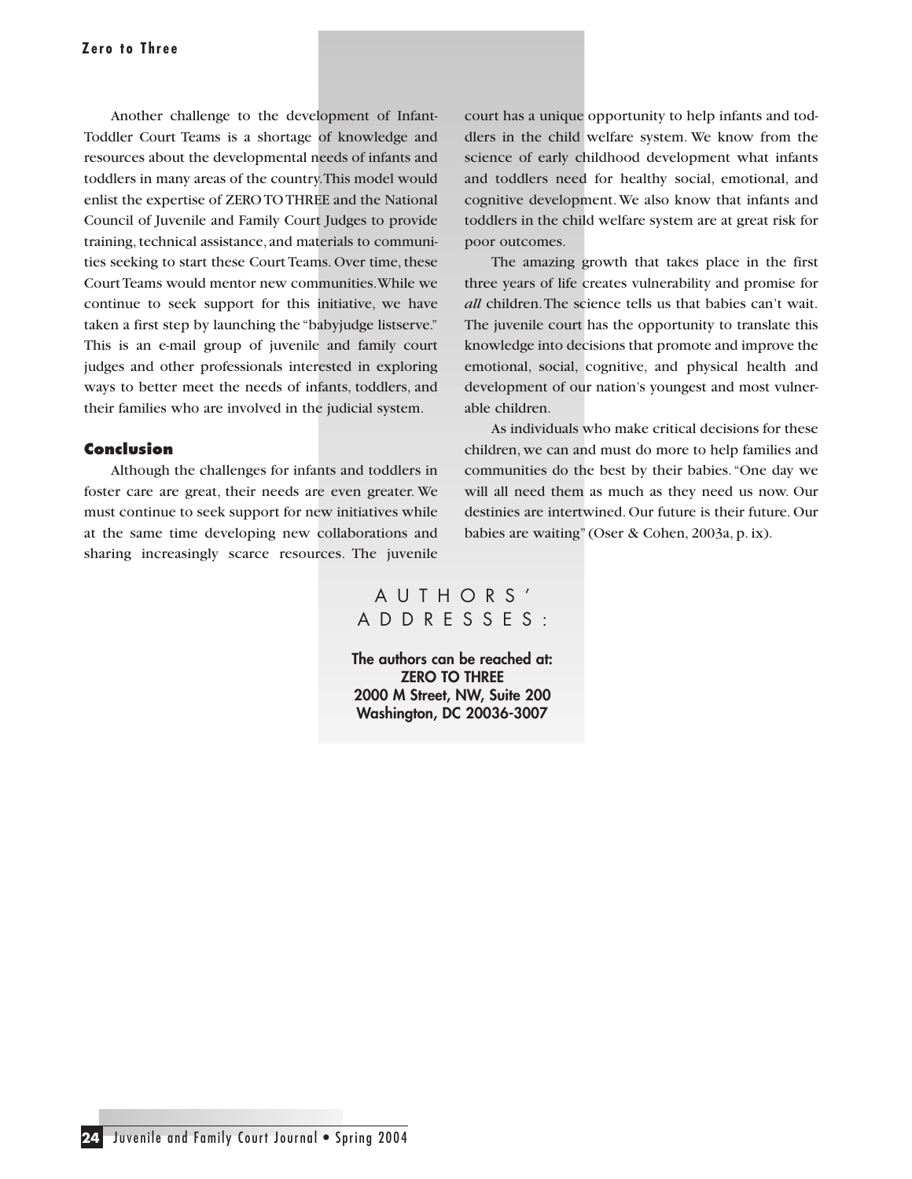Another challenge to the development of Infant-Toddler Court Teams is a shortage of knowledge and resources about the developmental needs of infants and toddlers in many areas of the country. This model would enlist the expertise of ZERO TO THREE and the National Council of Juvenile and Family Court Judges to provide training, technical assistance, and materials to communities seeking to start these Court Teams. Over time, these Court Teams would mentor new communities. While we continue to seek support for this initiative, we have taken a first step by launching the "babyjudge listserve." This is an e-mail group of juvenile and family court judges and other professionals interested in exploring ways to better meet the needs of infants, toddlers, and their families who are involved in the judicial system.

## Conclusion

Although the challenges for infants and toddlers in foster care are great, their needs are even greater. We must continue to seek support for new initiatives while at the same time developing new collaborations and sharing increasingly scarce resources. The juvenile court has a unique opportunity to help infants and toddlers in the child welfare system. We know from the science of early childhood development what infants and toddlers need for healthy social, emotional, and cognitive development. We also know that infants and toddlers in the child welfare system are at great risk for poor outcomes.

The amazing growth that takes place in the first three years of life creates vulnerability and promise for *all* children. The science tells us that babies can't wait. The juvenile court has the opportunity to translate this knowledge into decisions that promote and improve the emotional, social, cognitive, and physical health and development of our nation's youngest and most vulnerable children.

As individuals who make critical decisions for these children, we can and must do more to help families and communities do the best by their babies. "One day we will all need them as much as they need us now. Our destinies are intertwined. Our future is their future. Our babies are waiting" (Oser & Cohen, 2003a, p. ix).

## AUTHORS' ADDRESSES:

**The authors can be reached at:**
**ZERO TO THREE**
**2000 M Street, NW, Suite 200**
**Washington, DC 20036-3007**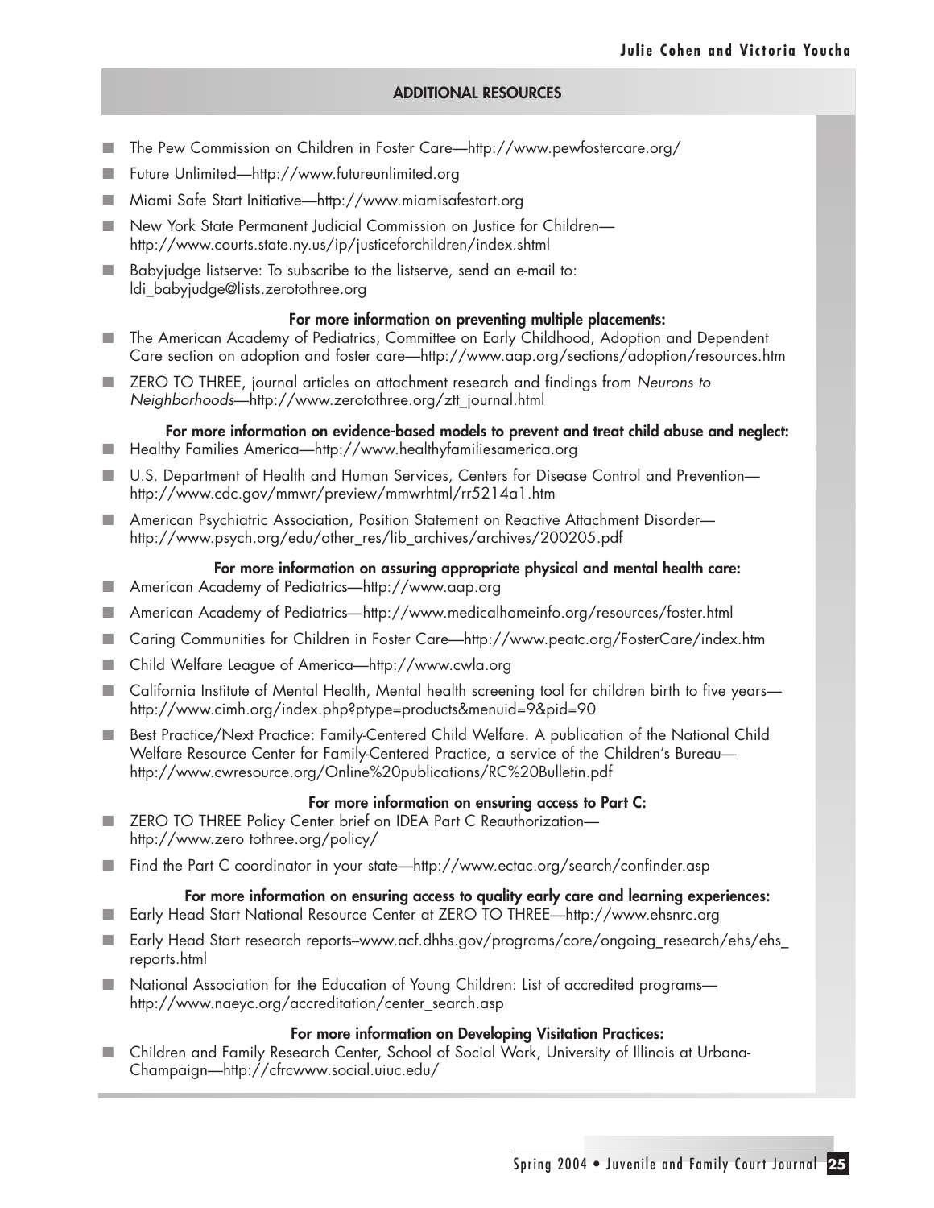## ADDITIONAL RESOURCES

- The Pew Commission on Children in Foster Care—http://www.pewfostercare.org/
- Future Unlimited—http://www.futureunlimited.org
- Miami Safe Start Initiative—http://www.miamisafestart.org
- New York State Permanent Judicial Commission on Justice for Children—http://www.courts.state.ny.us/ip/justiceforchildren/index.shtml
- Babyjudge listserve: To subscribe to the listserve, send an e-mail to: ldi_babyjudge@lists.zerotothree.org

**For more information on preventing multiple placements:**

- The American Academy of Pediatrics, Committee on Early Childhood, Adoption and Dependent Care section on adoption and foster care—http://www.aap.org/sections/adoption/resources.htm
- ZERO TO THREE, journal articles on attachment research and findings from *Neurons to Neighborhoods*—http://www.zerotothree.org/ztt_journal.html

**For more information on evidence-based models to prevent and treat child abuse and neglect:**

- Healthy Families America—http://www.healthyfamiliesamerica.org
- U.S. Department of Health and Human Services, Centers for Disease Control and Prevention—http://www.cdc.gov/mmwr/preview/mmwrhtml/rr5214a1.htm
- American Psychiatric Association, Position Statement on Reactive Attachment Disorder—http://www.psych.org/edu/other_res/lib_archives/archives/200205.pdf

**For more information on assuring appropriate physical and mental health care:**

- American Academy of Pediatrics—http://www.aap.org
- American Academy of Pediatrics—http://www.medicalhomeinfo.org/resources/foster.html
- Caring Communities for Children in Foster Care—http://www.peatc.org/FosterCare/index.htm
- Child Welfare League of America—http://www.cwla.org
- California Institute of Mental Health, Mental health screening tool for children birth to five years—http://www.cimh.org/index.php?ptype=products&menuid=9&pid=90
- Best Practice/Next Practice: Family-Centered Child Welfare. A publication of the National Child Welfare Resource Center for Family-Centered Practice, a service of the Children's Bureau—http://www.cwresource.org/Online%20publications/RC%20Bulletin.pdf

**For more information on ensuring access to Part C:**

- ZERO TO THREE Policy Center brief on IDEA Part C Reauthorization—http://www.zero tothree.org/policy/
- Find the Part C coordinator in your state—http://www.ectac.org/search/confinder.asp

**For more information on ensuring access to quality early care and learning experiences:**

- Early Head Start National Resource Center at ZERO TO THREE—http://www.ehsnrc.org
- Early Head Start research reports–www.acf.dhhs.gov/programs/core/ongoing_research/ehs/ehs_reports.html
- National Association for the Education of Young Children: List of accredited programs—http://www.naeyc.org/accreditation/center_search.asp

**For more information on Developing Visitation Practices:**

- Children and Family Research Center, School of Social Work, University of Illinois at Urbana-Champaign—http://cfrcwww.social.uiuc.edu/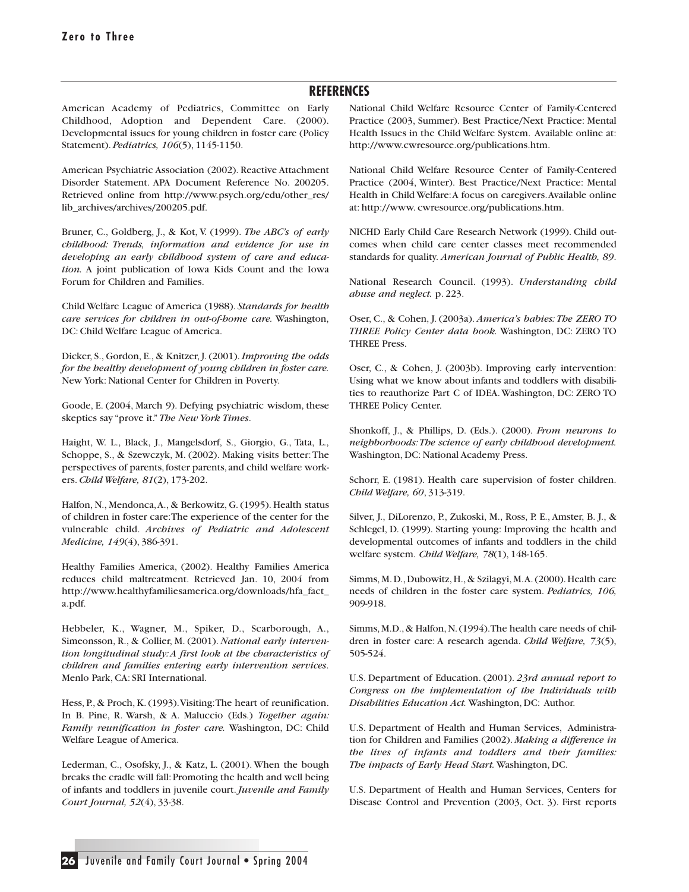## REFERENCES

American Academy of Pediatrics, Committee on Early Childhood, Adoption and Dependent Care. (2000). Developmental issues for young children in foster care (Policy Statement). *Pediatrics, 106*(5), 1145-1150.

American Psychiatric Association (2002). Reactive Attachment Disorder Statement. APA Document Reference No. 200205. Retrieved online from http://www.psych.org/edu/other_res/lib_archives/archives/200205.pdf.

Bruner, C., Goldberg, J., & Kot, V. (1999). *The ABC's of early childhood: Trends, information and evidence for use in developing an early childhood system of care and education.* A joint publication of Iowa Kids Count and the Iowa Forum for Children and Families.

Child Welfare League of America (1988). *Standards for health care services for children in out-of-home care.* Washington, DC: Child Welfare League of America.

Dicker, S., Gordon, E., & Knitzer, J. (2001). *Improving the odds for the healthy development of young children in foster care.* New York: National Center for Children in Poverty.

Goode, E. (2004, March 9). Defying psychiatric wisdom, these skeptics say "prove it." *The New York Times*.

Haight, W. L., Black, J., Mangelsdorf, S., Giorgio, G., Tata, L., Schoppe, S., & Szewczyk, M. (2002). Making visits better: The perspectives of parents, foster parents, and child welfare workers. *Child Welfare, 81*(2), 173-202.

Halfon, N., Mendonca, A., & Berkowitz, G. (1995). Health status of children in foster care: The experience of the center for the vulnerable child. *Archives of Pediatric and Adolescent Medicine, 149*(4), 386-391.

Healthy Families America, (2002). Healthy Families America reduces child maltreatment. Retrieved Jan. 10, 2004 from http://www.healthyfamiliesamerica.org/downloads/hfa_fact_a.pdf.

Hebbeler, K., Wagner, M., Spiker, D., Scarborough, A., Simeonsson, R., & Collier, M. (2001). *National early intervention longitudinal study: A first look at the characteristics of children and families entering early intervention services*. Menlo Park, CA: SRI International.

Hess, P., & Proch, K. (1993). Visiting: The heart of reunification. In B. Pine, R. Warsh, & A. Maluccio (Eds.) *Together again: Family reunification in foster care.* Washington, DC: Child Welfare League of America.

Lederman, C., Osofsky, J., & Katz, L. (2001). When the bough breaks the cradle will fall: Promoting the health and well being of infants and toddlers in juvenile court. *Juvenile and Family Court Journal, 52*(4), 33-38.

National Child Welfare Resource Center of Family-Centered Practice (2003, Summer). Best Practice/Next Practice: Mental Health Issues in the Child Welfare System. Available online at: http://www.cwresource.org/publications.htm.

National Child Welfare Resource Center of Family-Centered Practice (2004, Winter). Best Practice/Next Practice: Mental Health in Child Welfare: A focus on caregivers. Available online at: http://www. cwresource.org/publications.htm.

NICHD Early Child Care Research Network (1999). Child outcomes when child care center classes meet recommended standards for quality. *American Journal of Public Health, 89*.

National Research Council. (1993). *Understanding child abuse and neglect.* p. 223.

Oser, C., & Cohen, J. (2003a). *America's babies: The ZERO TO THREE Policy Center data book.* Washington, DC: ZERO TO THREE Press.

Oser, C., & Cohen, J. (2003b). Improving early intervention: Using what we know about infants and toddlers with disabilities to reauthorize Part C of IDEA. Washington, DC: ZERO TO THREE Policy Center.

Shonkoff, J., & Phillips, D. (Eds.). (2000). *From neurons to neighborhoods: The science of early childhood development.* Washington, DC: National Academy Press.

Schorr, E. (1981). Health care supervision of foster children. *Child Welfare, 60*, 313-319.

Silver, J., DiLorenzo, P., Zukoski, M., Ross, P. E., Amster, B. J., & Schlegel, D. (1999). Starting young: Improving the health and developmental outcomes of infants and toddlers in the child welfare system. *Child Welfare, 78*(1), 148-165.

Simms, M. D., Dubowitz, H., & Szilagyi, M. A. (2000). Health care needs of children in the foster care system. *Pediatrics, 106,* 909-918.

Simms, M.D., & Halfon, N. (1994). The health care needs of children in foster care: A research agenda. *Child Welfare, 73*(5), 505-524.

U.S. Department of Education. (2001). *23rd annual report to Congress on the implementation of the Individuals with Disabilities Education Act.* Washington, DC: Author.

U.S. Department of Health and Human Services, Administration for Children and Families (2002). *Making a difference in the lives of infants and toddlers and their families: The impacts of Early Head Start.* Washington, DC.

U.S. Department of Health and Human Services, Centers for Disease Control and Prevention (2003, Oct. 3). First reports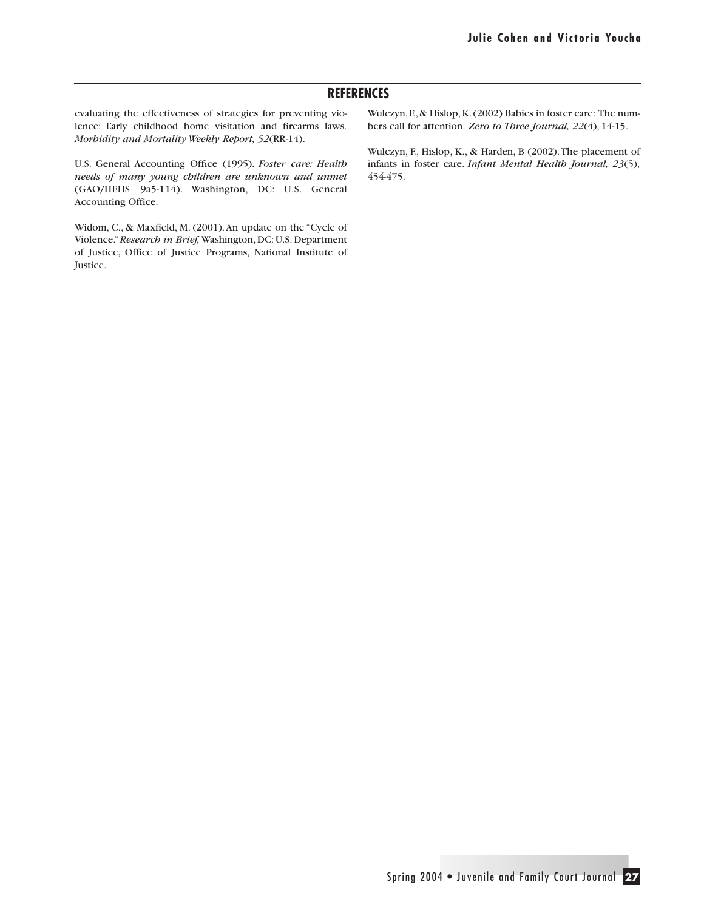## REFERENCES

evaluating the effectiveness of strategies for preventing violence: Early childhood home visitation and firearms laws. *Morbidity and Mortality Weekly Report, 52*(RR-14).

U.S. General Accounting Office (1995). *Foster care: Health needs of many young children are unknown and unmet* (GAO/HEHS 9a5-114). Washington, DC: U.S. General Accounting Office.

Widom, C., & Maxfield, M. (2001). An update on the "Cycle of Violence." *Research in Brief,* Washington, DC: U.S. Department of Justice, Office of Justice Programs, National Institute of Justice.

Wulczyn, F., & Hislop, K. (2002) Babies in foster care: The numbers call for attention. *Zero to Three Journal, 22*(4), 14-15.

Wulczyn, F., Hislop, K., & Harden, B (2002). The placement of infants in foster care. *Infant Mental Health Journal, 23*(5), 454-475.